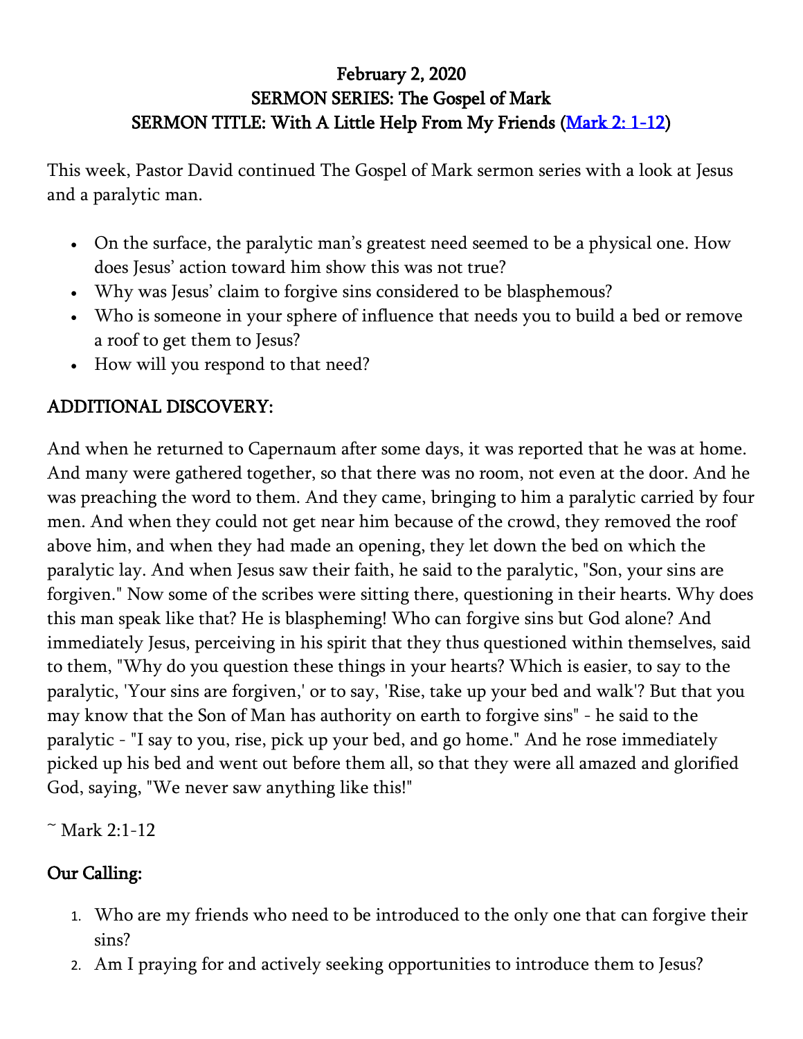# February 2, 2020
## SERMON SERIES: The Gospel of Mark
## SERMON TITLE: With A Little Help From My Friends (Mark 2: 1-12)

This week, Pastor David continued The Gospel of Mark sermon series with a look at Jesus and a paralytic man.

- On the surface, the paralytic man's greatest need seemed to be a physical one. How does Jesus' action toward him show this was not true?
- Why was Jesus' claim to forgive sins considered to be blasphemous?
- Who is someone in your sphere of influence that needs you to build a bed or remove a roof to get them to Jesus?
- How will you respond to that need?

## ADDITIONAL DISCOVERY:

And when he returned to Capernaum after some days, it was reported that he was at home. And many were gathered together, so that there was no room, not even at the door. And he was preaching the word to them. And they came, bringing to him a paralytic carried by four men. And when they could not get near him because of the crowd, they removed the roof above him, and when they had made an opening, they let down the bed on which the paralytic lay. And when Jesus saw their faith, he said to the paralytic, "Son, your sins are forgiven." Now some of the scribes were sitting there, questioning in their hearts. Why does this man speak like that? He is blaspheming! Who can forgive sins but God alone? And immediately Jesus, perceiving in his spirit that they thus questioned within themselves, said to them, "Why do you question these things in your hearts? Which is easier, to say to the paralytic, 'Your sins are forgiven,' or to say, 'Rise, take up your bed and walk'? But that you may know that the Son of Man has authority on earth to forgive sins" - he said to the paralytic - "I say to you, rise, pick up your bed, and go home." And he rose immediately picked up his bed and went out before them all, so that they were all amazed and glorified God, saying, "We never saw anything like this!"

~ Mark 2:1-12

## Our Calling:

1. Who are my friends who need to be introduced to the only one that can forgive their sins?
2. Am I praying for and actively seeking opportunities to introduce them to Jesus?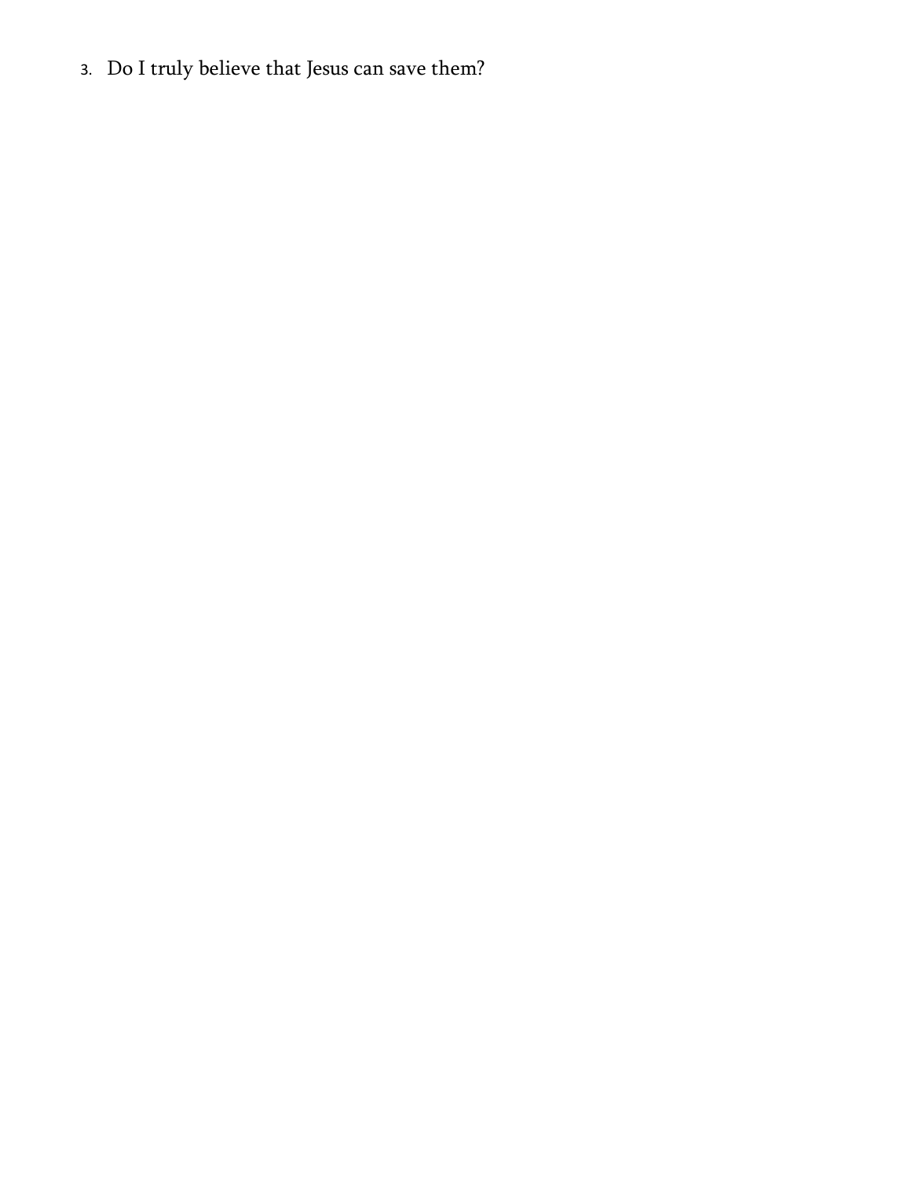3. Do I truly believe that Jesus can save them?